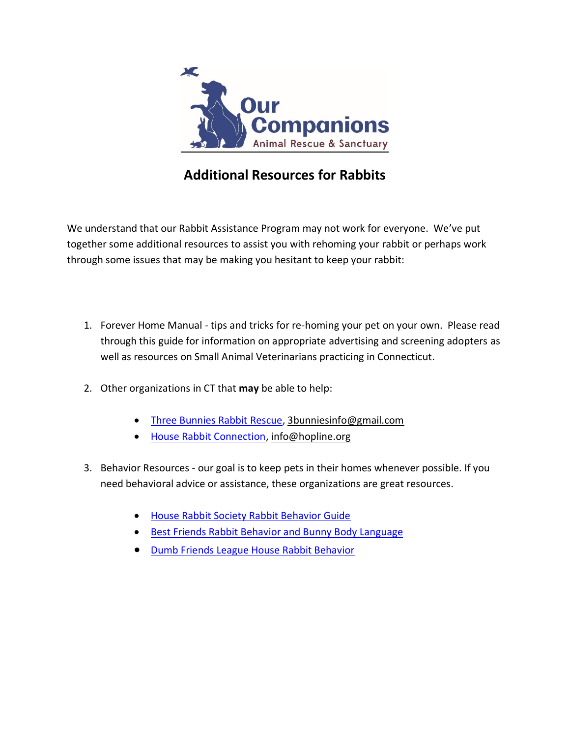Our Companions
Animal Rescue & Sanctuary

# Additional Resources for Rabbits

We understand that our Rabbit Assistance Program may not work for everyone. We've put together some additional resources to assist you with rehoming your rabbit or perhaps work through some issues that may be making you hesitant to keep your rabbit:

1. Forever Home Manual - tips and tricks for re-homing your pet on your own. Please read through this guide for information on appropriate advertising and screening adopters as well as resources on Small Animal Veterinarians practicing in Connecticut.

2. Other organizations in CT that **may** be able to help:

   - Three Bunnies Rabbit Rescue, 3bunniesinfo@gmail.com
   - House Rabbit Connection, info@hopline.org

3. Behavior Resources - our goal is to keep pets in their homes whenever possible. If you need behavioral advice or assistance, these organizations are great resources.

   - House Rabbit Society Rabbit Behavior Guide
   - Best Friends Rabbit Behavior and Bunny Body Language
   - Dumb Friends League House Rabbit Behavior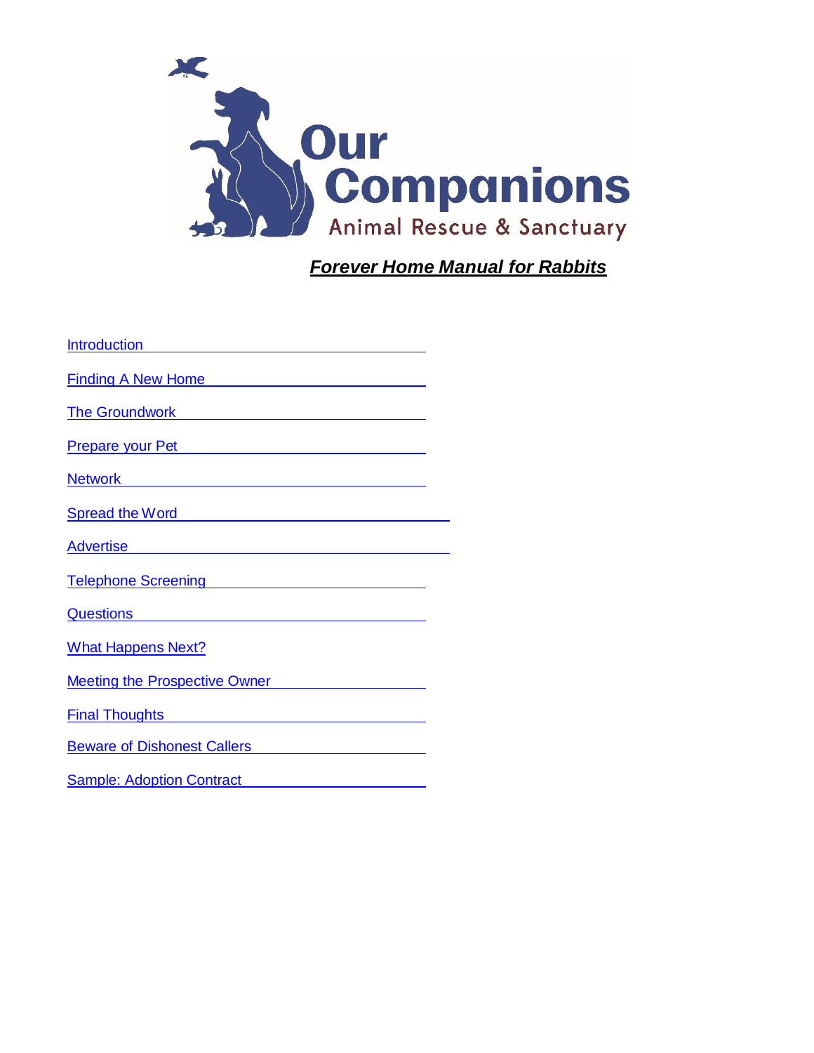Our Companions

Animal Rescue & Sanctuary

***Forever Home Manual for Rabbits***

- Introduction
- Finding A New Home
- The Groundwork
- Prepare your Pet
- Network
- Spread the Word
- Advertise
- Telephone Screening
- Questions
- What Happens Next?
- Meeting the Prospective Owner
- Final Thoughts
- Beware of Dishonest Callers
- Sample: Adoption Contract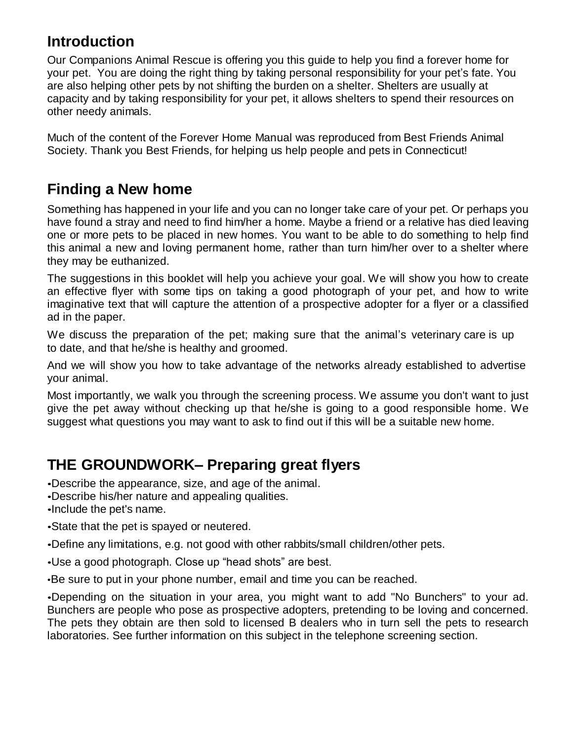## Introduction

Our Companions Animal Rescue is offering you this guide to help you find a forever home for your pet. You are doing the right thing by taking personal responsibility for your pet's fate. You are also helping other pets by not shifting the burden on a shelter. Shelters are usually at capacity and by taking responsibility for your pet, it allows shelters to spend their resources on other needy animals.

Much of the content of the Forever Home Manual was reproduced from Best Friends Animal Society. Thank you Best Friends, for helping us help people and pets in Connecticut!

## Finding a New home

Something has happened in your life and you can no longer take care of your pet. Or perhaps you have found a stray and need to find him/her a home. Maybe a friend or a relative has died leaving one or more pets to be placed in new homes. You want to be able to do something to help find this animal a new and loving permanent home, rather than turn him/her over to a shelter where they may be euthanized.

The suggestions in this booklet will help you achieve your goal. We will show you how to create an effective flyer with some tips on taking a good photograph of your pet, and how to write imaginative text that will capture the attention of a prospective adopter for a flyer or a classified ad in the paper.

We discuss the preparation of the pet; making sure that the animal's veterinary care is up to date, and that he/she is healthy and groomed.

And we will show you how to take advantage of the networks already established to advertise your animal.

Most importantly, we walk you through the screening process. We assume you don't want to just give the pet away without checking up that he/she is going to a good responsible home. We suggest what questions you may want to ask to find out if this will be a suitable new home.

## THE GROUNDWORK– Preparing great flyers

- Describe the appearance, size, and age of the animal.
- Describe his/her nature and appealing qualities.
- Include the pet's name.
- State that the pet is spayed or neutered.
- Define any limitations, e.g. not good with other rabbits/small children/other pets.
- Use a good photograph. Close up "head shots" are best.
- Be sure to put in your phone number, email and time you can be reached.
- Depending on the situation in your area, you might want to add "No Bunchers" to your ad. Bunchers are people who pose as prospective adopters, pretending to be loving and concerned. The pets they obtain are then sold to licensed B dealers who in turn sell the pets to research laboratories. See further information on this subject in the telephone screening section.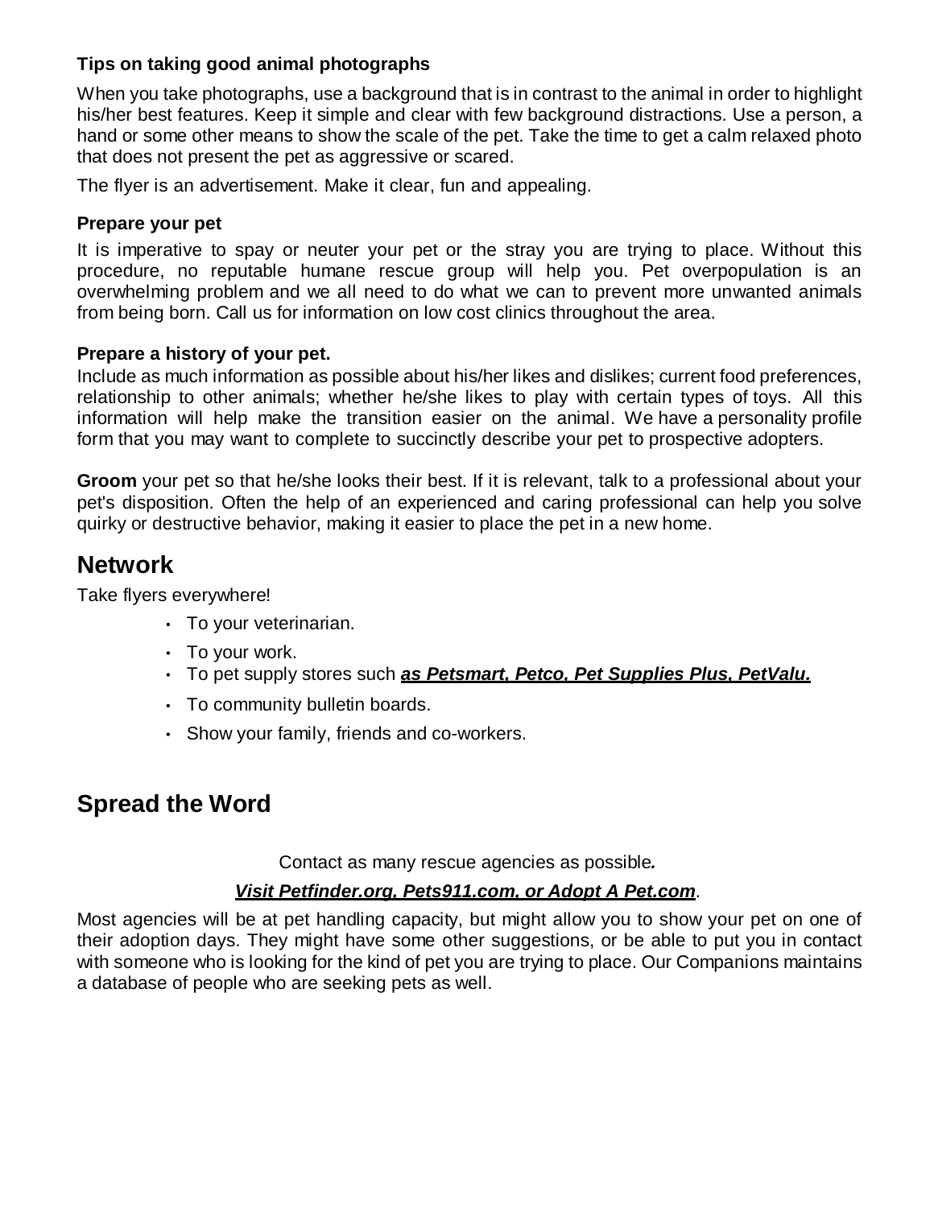### Tips on taking good animal photographs

When you take photographs, use a background that is in contrast to the animal in order to highlight his/her best features. Keep it simple and clear with few background distractions. Use a person, a hand or some other means to show the scale of the pet. Take the time to get a calm relaxed photo that does not present the pet as aggressive or scared.

The flyer is an advertisement. Make it clear, fun and appealing.

### Prepare your pet

It is imperative to spay or neuter your pet or the stray you are trying to place. Without this procedure, no reputable humane rescue group will help you. Pet overpopulation is an overwhelming problem and we all need to do what we can to prevent more unwanted animals from being born. Call us for information on low cost clinics throughout the area.

### Prepare a history of your pet.

Include as much information as possible about his/her likes and dislikes; current food preferences, relationship to other animals; whether he/she likes to play with certain types of toys. All this information will help make the transition easier on the animal. We have a personality profile form that you may want to complete to succinctly describe your pet to prospective adopters.

**Groom** your pet so that he/she looks their best. If it is relevant, talk to a professional about your pet's disposition. Often the help of an experienced and caring professional can help you solve quirky or destructive behavior, making it easier to place the pet in a new home.

## Network

Take flyers everywhere!

- To your veterinarian.
- To your work.
- To pet supply stores such ***as Petsmart, Petco, Pet Supplies Plus, PetValu.***
- To community bulletin boards.
- Show your family, friends and co-workers.

## Spread the Word

Contact as many rescue agencies as possible***.***

***Visit Petfinder.org, Pets911.com, or Adopt A Pet.com***.

Most agencies will be at pet handling capacity, but might allow you to show your pet on one of their adoption days. They might have some other suggestions, or be able to put you in contact with someone who is looking for the kind of pet you are trying to place. Our Companions maintains a database of people who are seeking pets as well.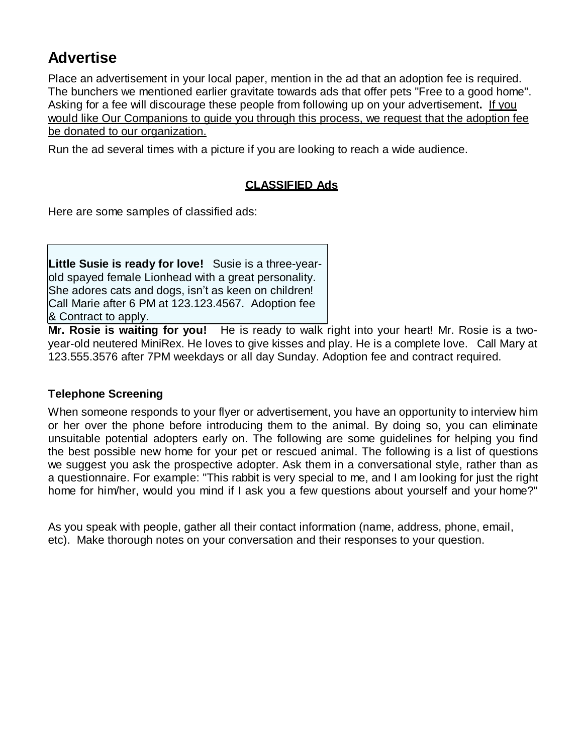## Advertise

Place an advertisement in your local paper, mention in the ad that an adoption fee is required. The bunchers we mentioned earlier gravitate towards ads that offer pets "Free to a good home". Asking for a fee will discourage these people from following up on your advertisement**.** <u>If you would like Our Companions to guide you through this process, we request that the adoption fee be donated to our organization.</u>

Run the ad several times with a picture if you are looking to reach a wide audience.

**<u>CLASSIFIED Ads</u>**

Here are some samples of classified ads:

> **Little Susie is ready for love!** Susie is a three-year-old spayed female Lionhead with a great personality. She adores cats and dogs, isn't as keen on children! Call Marie after 6 PM at 123.123.4567. Adoption fee & Contract to apply.

**Mr. Rosie is waiting for you!** He is ready to walk right into your heart! Mr. Rosie is a two-year-old neutered MiniRex. He loves to give kisses and play. He is a complete love. Call Mary at 123.555.3576 after 7PM weekdays or all day Sunday. Adoption fee and contract required.

### Telephone Screening

When someone responds to your flyer or advertisement, you have an opportunity to interview him or her over the phone before introducing them to the animal. By doing so, you can eliminate unsuitable potential adopters early on. The following are some guidelines for helping you find the best possible new home for your pet or rescued animal. The following is a list of questions we suggest you ask the prospective adopter. Ask them in a conversational style, rather than as a questionnaire. For example: "This rabbit is very special to me, and I am looking for just the right home for him/her, would you mind if I ask you a few questions about yourself and your home?"

As you speak with people, gather all their contact information (name, address, phone, email, etc). Make thorough notes on your conversation and their responses to your question.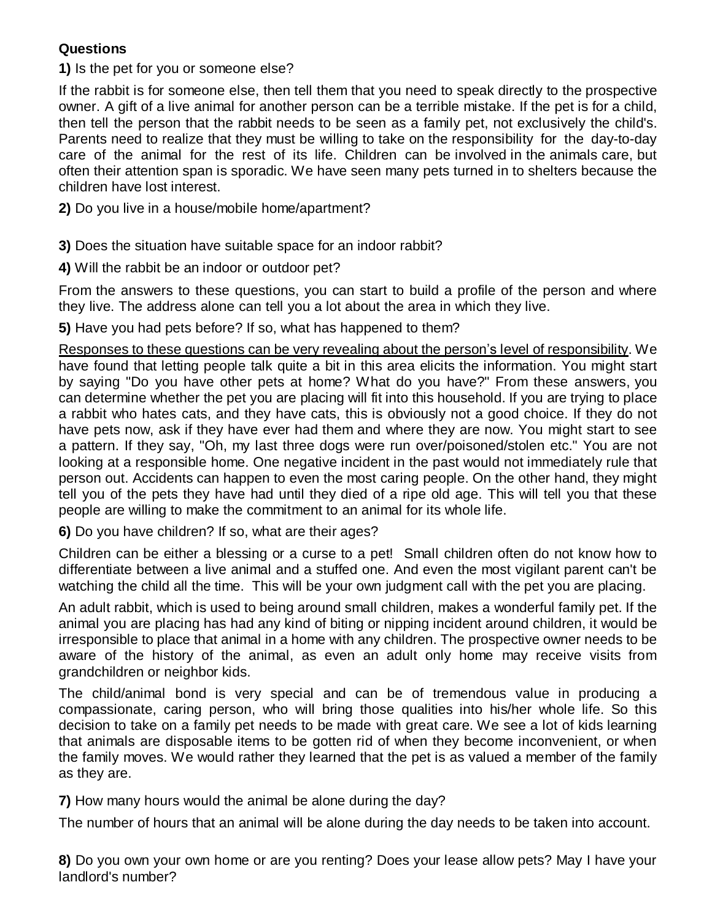**Questions**

**1)** Is the pet for you or someone else?

If the rabbit is for someone else, then tell them that you need to speak directly to the prospective owner. A gift of a live animal for another person can be a terrible mistake. If the pet is for a child, then tell the person that the rabbit needs to be seen as a family pet, not exclusively the child's. Parents need to realize that they must be willing to take on the responsibility for the day-to-day care of the animal for the rest of its life. Children can be involved in the animals care, but often their attention span is sporadic. We have seen many pets turned in to shelters because the children have lost interest.

**2)** Do you live in a house/mobile home/apartment?

**3)** Does the situation have suitable space for an indoor rabbit?

**4)** Will the rabbit be an indoor or outdoor pet?

From the answers to these questions, you can start to build a profile of the person and where they live. The address alone can tell you a lot about the area in which they live.

**5)** Have you had pets before? If so, what has happened to them?

<u>Responses to these questions can be very revealing about the person's level of responsibility</u>. We have found that letting people talk quite a bit in this area elicits the information. You might start by saying "Do you have other pets at home? What do you have?" From these answers, you can determine whether the pet you are placing will fit into this household. If you are trying to place a rabbit who hates cats, and they have cats, this is obviously not a good choice. If they do not have pets now, ask if they have ever had them and where they are now. You might start to see a pattern. If they say, "Oh, my last three dogs were run over/poisoned/stolen etc." You are not looking at a responsible home. One negative incident in the past would not immediately rule that person out. Accidents can happen to even the most caring people. On the other hand, they might tell you of the pets they have had until they died of a ripe old age. This will tell you that these people are willing to make the commitment to an animal for its whole life.

**6)** Do you have children? If so, what are their ages?

Children can be either a blessing or a curse to a pet! Small children often do not know how to differentiate between a live animal and a stuffed one. And even the most vigilant parent can't be watching the child all the time. This will be your own judgment call with the pet you are placing.

An adult rabbit, which is used to being around small children, makes a wonderful family pet. If the animal you are placing has had any kind of biting or nipping incident around children, it would be irresponsible to place that animal in a home with any children. The prospective owner needs to be aware of the history of the animal, as even an adult only home may receive visits from grandchildren or neighbor kids.

The child/animal bond is very special and can be of tremendous value in producing a compassionate, caring person, who will bring those qualities into his/her whole life. So this decision to take on a family pet needs to be made with great care. We see a lot of kids learning that animals are disposable items to be gotten rid of when they become inconvenient, or when the family moves. We would rather they learned that the pet is as valued a member of the family as they are.

**7)** How many hours would the animal be alone during the day?

The number of hours that an animal will be alone during the day needs to be taken into account.

**8)** Do you own your own home or are you renting? Does your lease allow pets? May I have your landlord's number?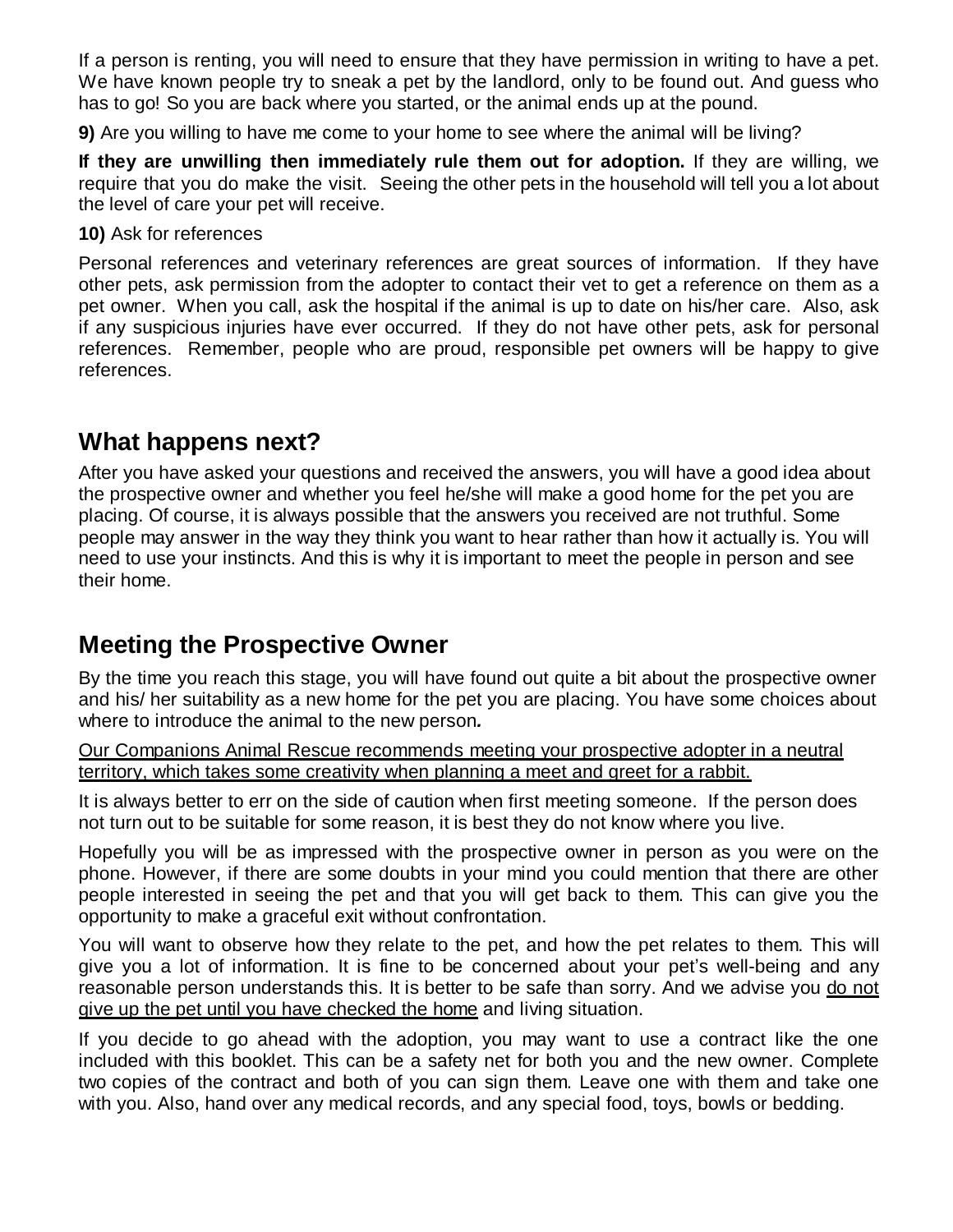If a person is renting, you will need to ensure that they have permission in writing to have a pet. We have known people try to sneak a pet by the landlord, only to be found out. And guess who has to go! So you are back where you started, or the animal ends up at the pound.

**9)** Are you willing to have me come to your home to see where the animal will be living?

**If they are unwilling then immediately rule them out for adoption.** If they are willing, we require that you do make the visit. Seeing the other pets in the household will tell you a lot about the level of care your pet will receive.

**10)** Ask for references

Personal references and veterinary references are great sources of information. If they have other pets, ask permission from the adopter to contact their vet to get a reference on them as a pet owner. When you call, ask the hospital if the animal is up to date on his/her care. Also, ask if any suspicious injuries have ever occurred. If they do not have other pets, ask for personal references. Remember, people who are proud, responsible pet owners will be happy to give references.

## What happens next?

After you have asked your questions and received the answers, you will have a good idea about the prospective owner and whether you feel he/she will make a good home for the pet you are placing. Of course, it is always possible that the answers you received are not truthful. Some people may answer in the way they think you want to hear rather than how it actually is. You will need to use your instincts. And this is why it is important to meet the people in person and see their home.

## Meeting the Prospective Owner

By the time you reach this stage, you will have found out quite a bit about the prospective owner and his/ her suitability as a new home for the pet you are placing. You have some choices about where to introduce the animal to the new person*.*

<u>Our Companions Animal Rescue recommends meeting your prospective adopter in a neutral territory, which takes some creativity when planning a meet and greet for a rabbit.</u>

It is always better to err on the side of caution when first meeting someone. If the person does not turn out to be suitable for some reason, it is best they do not know where you live.

Hopefully you will be as impressed with the prospective owner in person as you were on the phone. However, if there are some doubts in your mind you could mention that there are other people interested in seeing the pet and that you will get back to them. This can give you the opportunity to make a graceful exit without confrontation.

You will want to observe how they relate to the pet, and how the pet relates to them. This will give you a lot of information. It is fine to be concerned about your pet's well-being and any reasonable person understands this. It is better to be safe than sorry. And we advise you <u>do not give up the pet until you have checked the home</u> and living situation.

If you decide to go ahead with the adoption, you may want to use a contract like the one included with this booklet. This can be a safety net for both you and the new owner. Complete two copies of the contract and both of you can sign them. Leave one with them and take one with you. Also, hand over any medical records, and any special food, toys, bowls or bedding.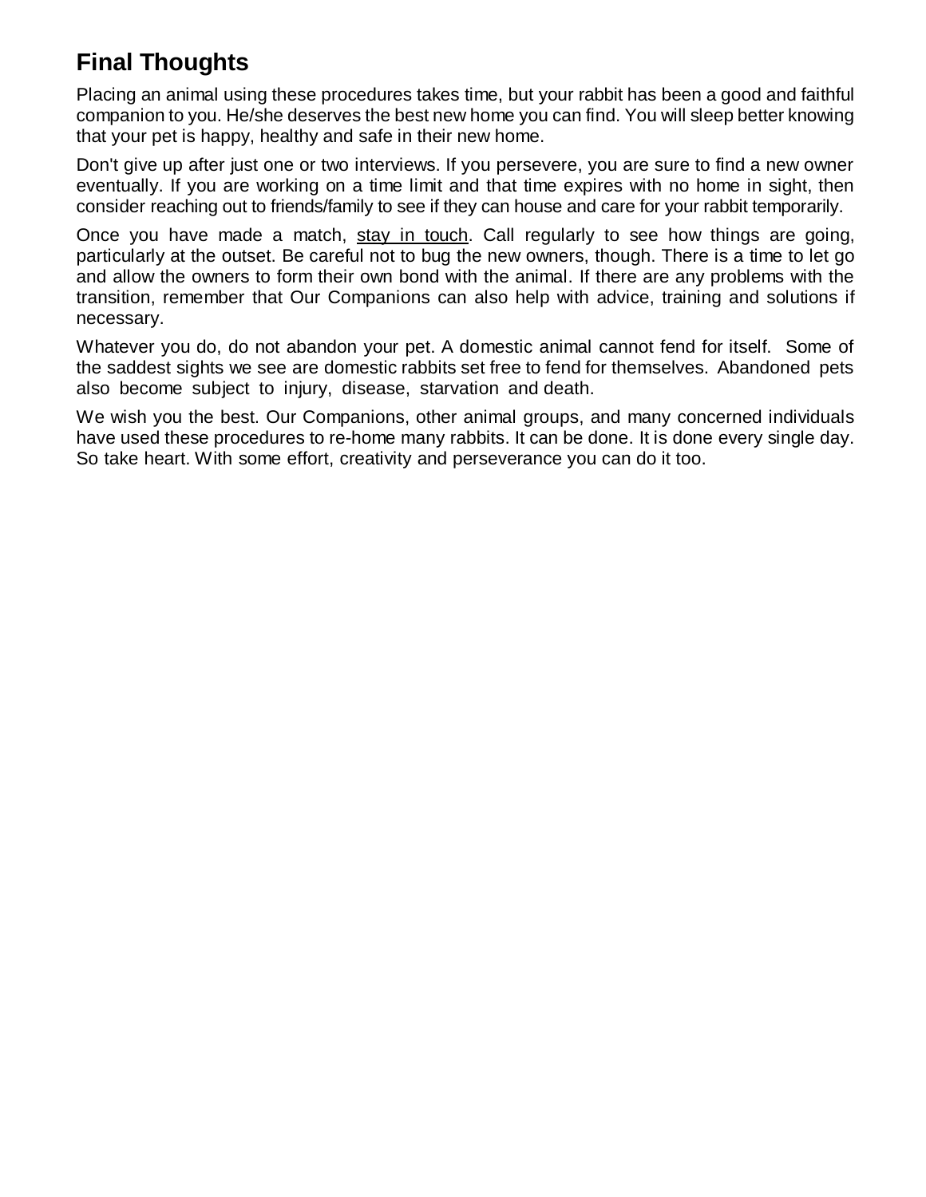## Final Thoughts

Placing an animal using these procedures takes time, but your rabbit has been a good and faithful companion to you. He/she deserves the best new home you can find. You will sleep better knowing that your pet is happy, healthy and safe in their new home.

Don't give up after just one or two interviews. If you persevere, you are sure to find a new owner eventually. If you are working on a time limit and that time expires with no home in sight, then consider reaching out to friends/family to see if they can house and care for your rabbit temporarily.

Once you have made a match, stay in touch. Call regularly to see how things are going, particularly at the outset. Be careful not to bug the new owners, though. There is a time to let go and allow the owners to form their own bond with the animal. If there are any problems with the transition, remember that Our Companions can also help with advice, training and solutions if necessary.

Whatever you do, do not abandon your pet. A domestic animal cannot fend for itself. Some of the saddest sights we see are domestic rabbits set free to fend for themselves. Abandoned pets also become subject to injury, disease, starvation and death.

We wish you the best. Our Companions, other animal groups, and many concerned individuals have used these procedures to re-home many rabbits. It can be done. It is done every single day. So take heart. With some effort, creativity and perseverance you can do it too.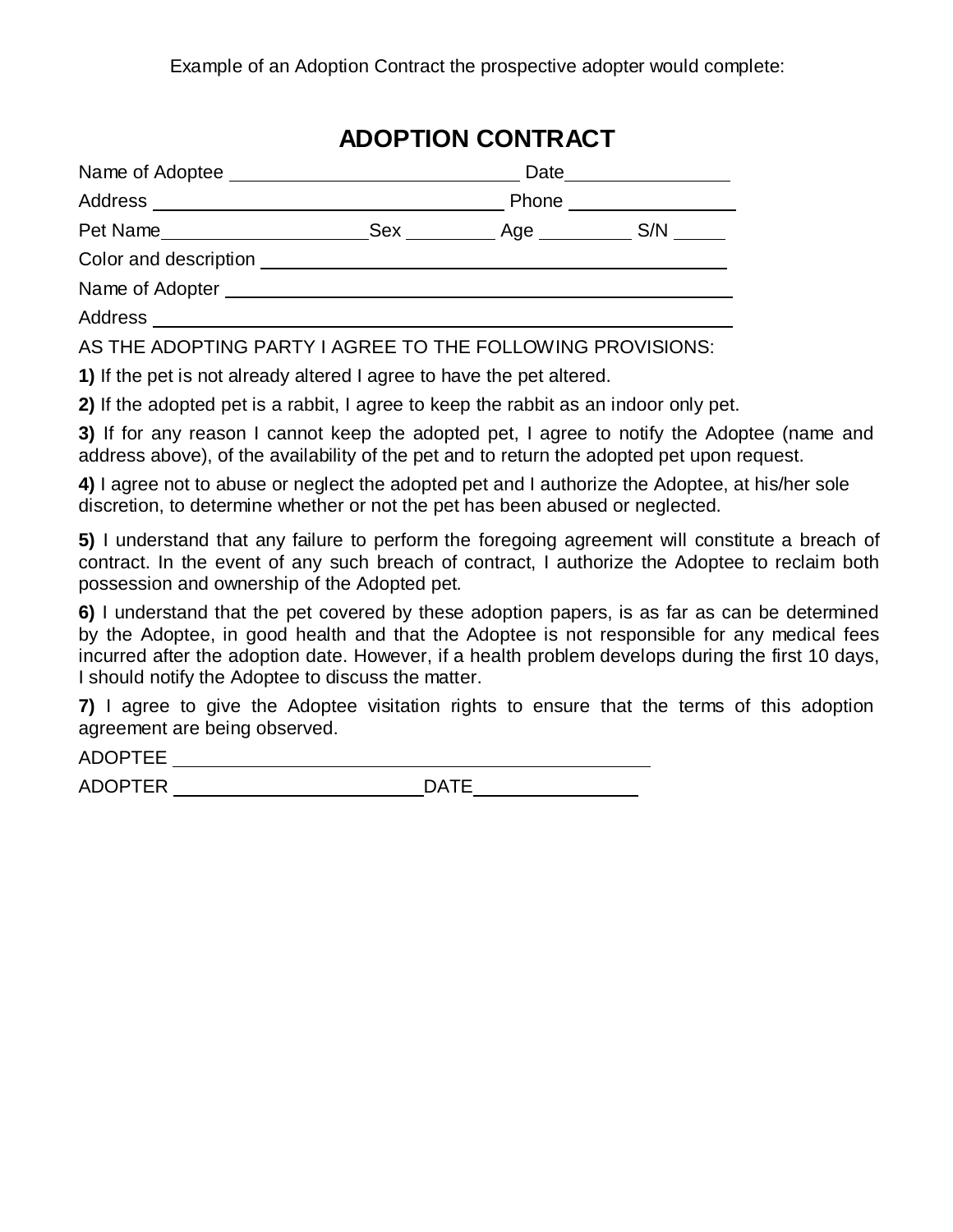Example of an Adoption Contract the prospective adopter would complete:

# ADOPTION CONTRACT

Name of Adoptee ______________________________ Date________________

Address ____________________________________ Phone ________________

Pet Name____________________Sex _________ Age _________ S/N _____

Color and description _____________________________________________

Name of Adopter _________________________________________________

Address ________________________________________________________

AS THE ADOPTING PARTY I AGREE TO THE FOLLOWING PROVISIONS:

**1)** If the pet is not already altered I agree to have the pet altered.

**2)** If the adopted pet is a rabbit, I agree to keep the rabbit as an indoor only pet.

**3)** If for any reason I cannot keep the adopted pet, I agree to notify the Adoptee (name and address above), of the availability of the pet and to return the adopted pet upon request.

**4)** I agree not to abuse or neglect the adopted pet and I authorize the Adoptee, at his/her sole discretion, to determine whether or not the pet has been abused or neglected.

**5)** I understand that any failure to perform the foregoing agreement will constitute a breach of contract. In the event of any such breach of contract, I authorize the Adoptee to reclaim both possession and ownership of the Adopted pet.

**6)** I understand that the pet covered by these adoption papers, is as far as can be determined by the Adoptee, in good health and that the Adoptee is not responsible for any medical fees incurred after the adoption date. However, if a health problem develops during the first 10 days, I should notify the Adoptee to discuss the matter.

**7)** I agree to give the Adoptee visitation rights to ensure that the terms of this adoption agreement are being observed.

ADOPTEE ______________________________________________

ADOPTER ________________________DATE________________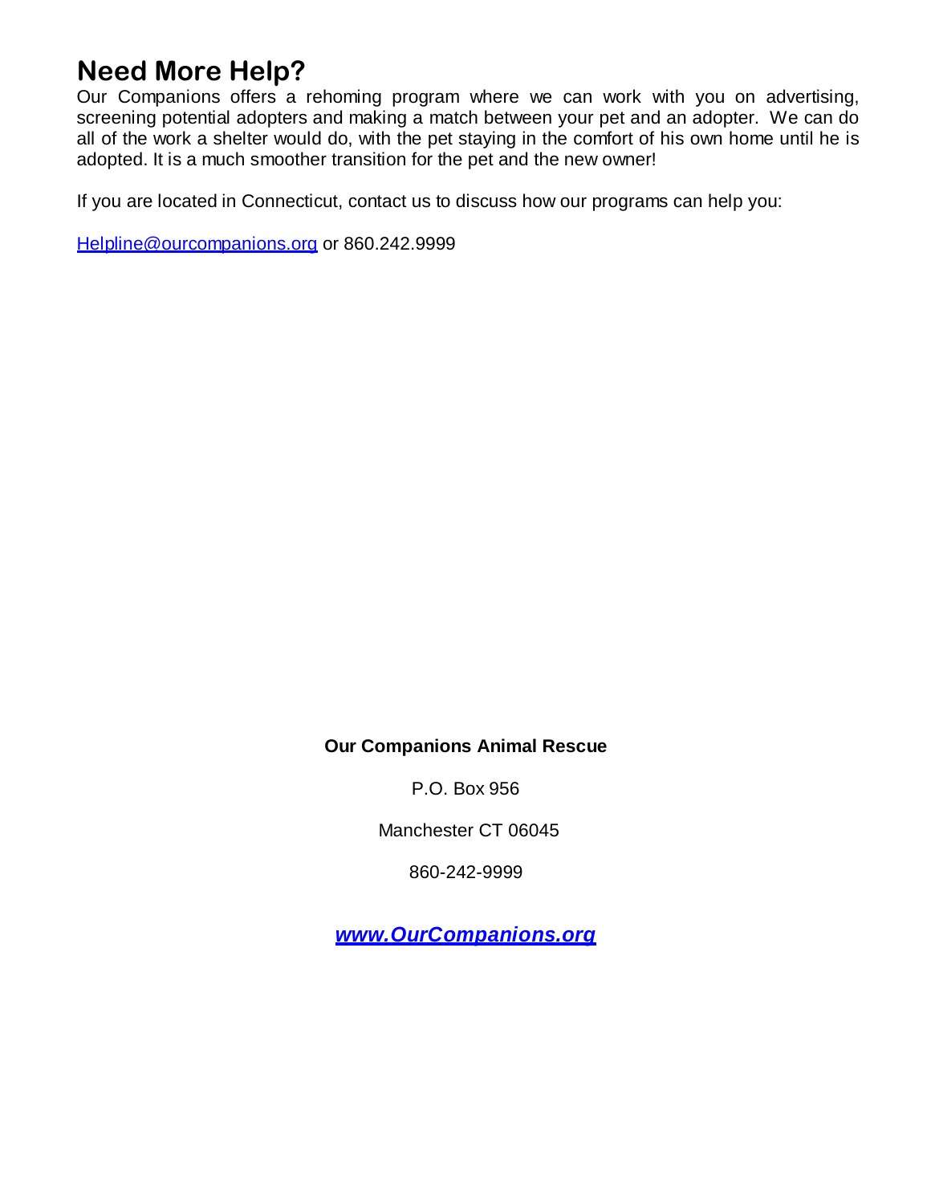## Need More Help?

Our Companions offers a rehoming program where we can work with you on advertising, screening potential adopters and making a match between your pet and an adopter. We can do all of the work a shelter would do, with the pet staying in the comfort of his own home until he is adopted. It is a much smoother transition for the pet and the new owner!

If you are located in Connecticut, contact us to discuss how our programs can help you:

Helpline@ourcompanions.org or 860.242.9999

**Our Companions Animal Rescue**

P.O. Box 956

Manchester CT 06045

860-242-9999

***www.OurCompanions.org***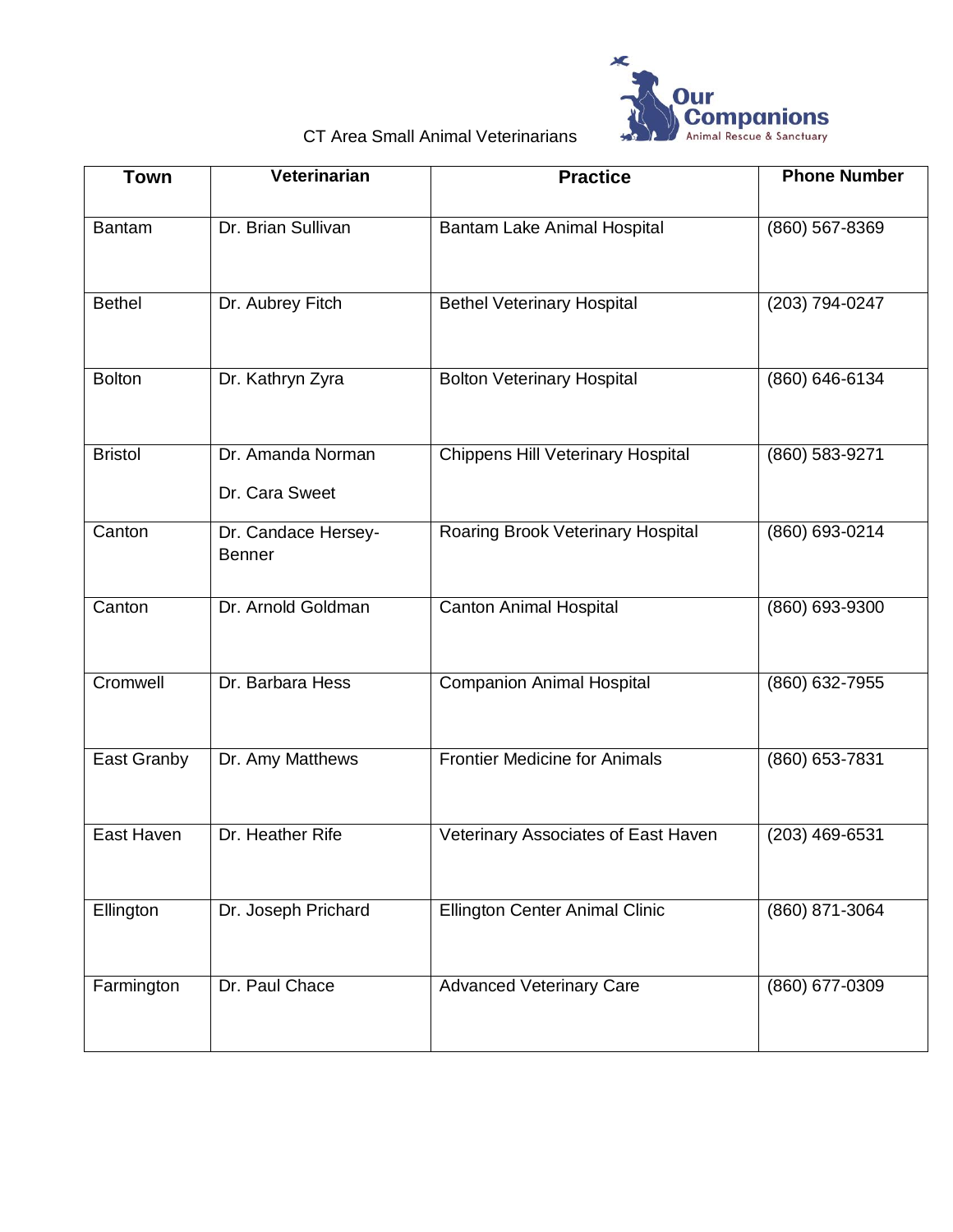CT Area Small Animal Veterinarians

| Town | Veterinarian | Practice | Phone Number |
|---|---|---|---|
| Bantam | Dr. Brian Sullivan | Bantam Lake Animal Hospital | (860) 567-8369 |
| Bethel | Dr. Aubrey Fitch | Bethel Veterinary Hospital | (203) 794-0247 |
| Bolton | Dr. Kathryn Zyra | Bolton Veterinary Hospital | (860) 646-6134 |
| Bristol | Dr. Amanda Norman<br>Dr. Cara Sweet | Chippens Hill Veterinary Hospital | (860) 583-9271 |
| Canton | Dr. Candace Hersey-Benner | Roaring Brook Veterinary Hospital | (860) 693-0214 |
| Canton | Dr. Arnold Goldman | Canton Animal Hospital | (860) 693-9300 |
| Cromwell | Dr. Barbara Hess | Companion Animal Hospital | (860) 632-7955 |
| East Granby | Dr. Amy Matthews | Frontier Medicine for Animals | (860) 653-7831 |
| East Haven | Dr. Heather Rife | Veterinary Associates of East Haven | (203) 469-6531 |
| Ellington | Dr. Joseph Prichard | Ellington Center Animal Clinic | (860) 871-3064 |
| Farmington | Dr. Paul Chace | Advanced Veterinary Care | (860) 677-0309 |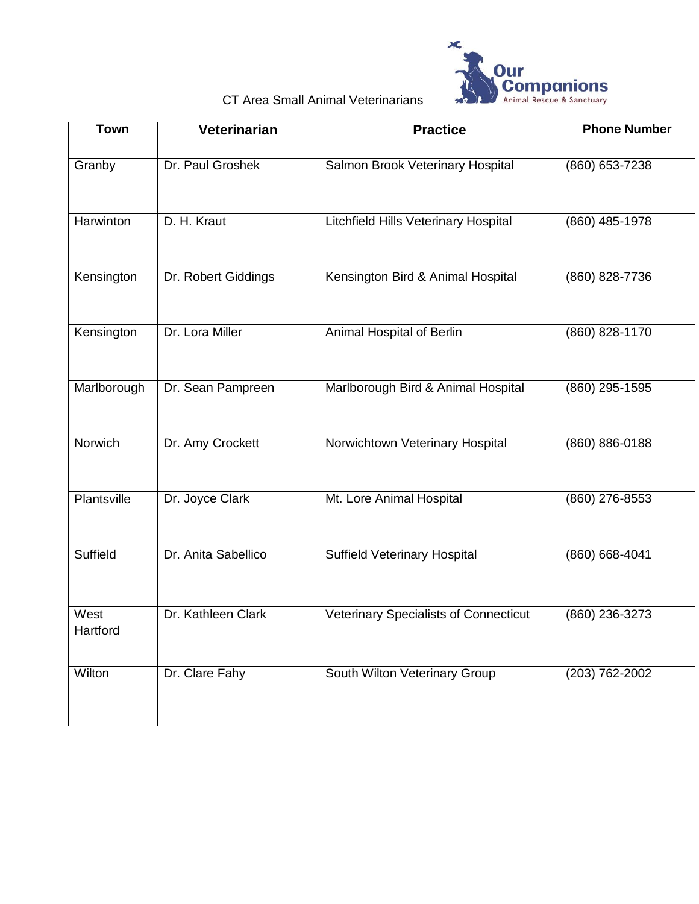CT Area Small Animal Veterinarians

| Town | Veterinarian | Practice | Phone Number |
|---|---|---|---|
| Granby | Dr. Paul Groshek | Salmon Brook Veterinary Hospital | (860) 653-7238 |
| Harwinton | D. H. Kraut | Litchfield Hills Veterinary Hospital | (860) 485-1978 |
| Kensington | Dr. Robert Giddings | Kensington Bird & Animal Hospital | (860) 828-7736 |
| Kensington | Dr. Lora Miller | Animal Hospital of Berlin | (860) 828-1170 |
| Marlborough | Dr. Sean Pampreen | Marlborough Bird & Animal Hospital | (860) 295-1595 |
| Norwich | Dr. Amy Crockett | Norwichtown Veterinary Hospital | (860) 886-0188 |
| Plantsville | Dr. Joyce Clark | Mt. Lore Animal Hospital | (860) 276-8553 |
| Suffield | Dr. Anita Sabellico | Suffield Veterinary Hospital | (860) 668-4041 |
| West Hartford | Dr. Kathleen Clark | Veterinary Specialists of Connecticut | (860) 236-3273 |
| Wilton | Dr. Clare Fahy | South Wilton Veterinary Group | (203) 762-2002 |